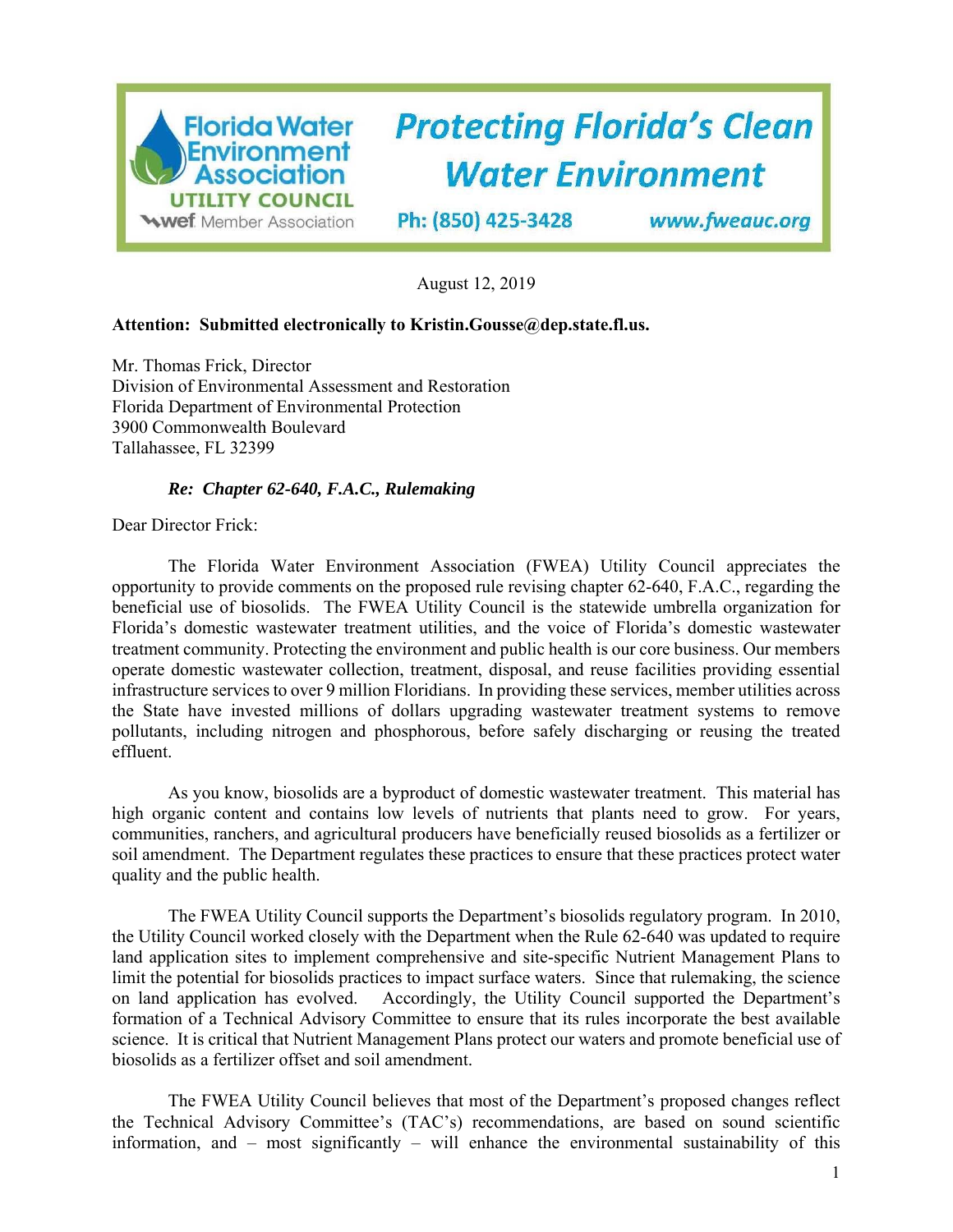**Florida Water Environment Association**
**UTILITY COUNCIL**
wef Member Association

***Protecting Florida's Clean Water Environment***

**Ph: (850) 425-3428** **www.fweauc.org**

August 12, 2019

**Attention: Submitted electronically to Kristin.Gousse@dep.state.fl.us.**

Mr. Thomas Frick, Director
Division of Environmental Assessment and Restoration
Florida Department of Environmental Protection
3900 Commonwealth Boulevard
Tallahassee, FL 32399

***Re: Chapter 62-640, F.A.C., Rulemaking***

Dear Director Frick:

The Florida Water Environment Association (FWEA) Utility Council appreciates the opportunity to provide comments on the proposed rule revising chapter 62-640, F.A.C., regarding the beneficial use of biosolids. The FWEA Utility Council is the statewide umbrella organization for Florida's domestic wastewater treatment utilities, and the voice of Florida's domestic wastewater treatment community. Protecting the environment and public health is our core business. Our members operate domestic wastewater collection, treatment, disposal, and reuse facilities providing essential infrastructure services to over 9 million Floridians. In providing these services, member utilities across the State have invested millions of dollars upgrading wastewater treatment systems to remove pollutants, including nitrogen and phosphorous, before safely discharging or reusing the treated effluent.

As you know, biosolids are a byproduct of domestic wastewater treatment. This material has high organic content and contains low levels of nutrients that plants need to grow. For years, communities, ranchers, and agricultural producers have beneficially reused biosolids as a fertilizer or soil amendment. The Department regulates these practices to ensure that these practices protect water quality and the public health.

The FWEA Utility Council supports the Department's biosolids regulatory program. In 2010, the Utility Council worked closely with the Department when the Rule 62-640 was updated to require land application sites to implement comprehensive and site-specific Nutrient Management Plans to limit the potential for biosolids practices to impact surface waters. Since that rulemaking, the science on land application has evolved. Accordingly, the Utility Council supported the Department's formation of a Technical Advisory Committee to ensure that its rules incorporate the best available science. It is critical that Nutrient Management Plans protect our waters and promote beneficial use of biosolids as a fertilizer offset and soil amendment.

The FWEA Utility Council believes that most of the Department's proposed changes reflect the Technical Advisory Committee's (TAC's) recommendations, are based on sound scientific information, and – most significantly – will enhance the environmental sustainability of this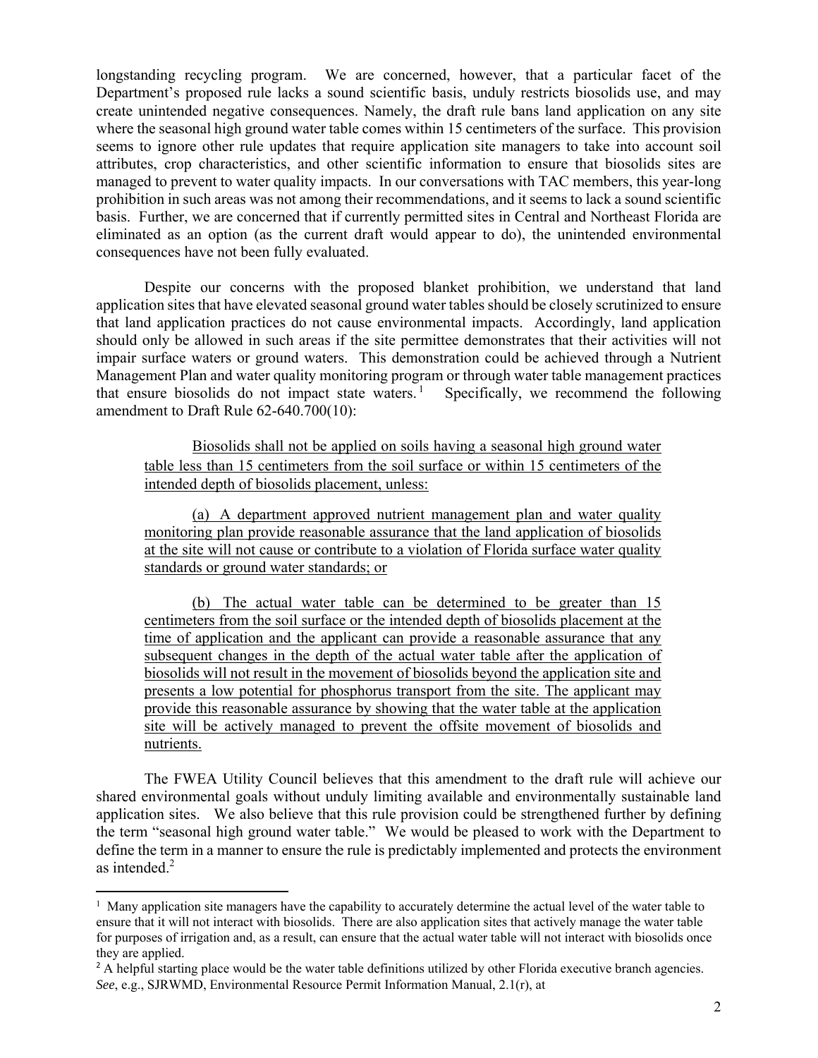longstanding recycling program. We are concerned, however, that a particular facet of the Department's proposed rule lacks a sound scientific basis, unduly restricts biosolids use, and may create unintended negative consequences. Namely, the draft rule bans land application on any site where the seasonal high ground water table comes within 15 centimeters of the surface. This provision seems to ignore other rule updates that require application site managers to take into account soil attributes, crop characteristics, and other scientific information to ensure that biosolids sites are managed to prevent to water quality impacts. In our conversations with TAC members, this year-long prohibition in such areas was not among their recommendations, and it seems to lack a sound scientific basis. Further, we are concerned that if currently permitted sites in Central and Northeast Florida are eliminated as an option (as the current draft would appear to do), the unintended environmental consequences have not been fully evaluated.

Despite our concerns with the proposed blanket prohibition, we understand that land application sites that have elevated seasonal ground water tables should be closely scrutinized to ensure that land application practices do not cause environmental impacts. Accordingly, land application should only be allowed in such areas if the site permittee demonstrates that their activities will not impair surface waters or ground waters. This demonstration could be achieved through a Nutrient Management Plan and water quality monitoring program or through water table management practices that ensure biosolids do not impact state waters.[1] Specifically, we recommend the following amendment to Draft Rule 62-640.700(10):

> <u>Biosolids shall not be applied on soils having a seasonal high ground water table less than 15 centimeters from the soil surface or within 15 centimeters of the intended depth of biosolids placement, unless:</u>
>
> <u>(a) A department approved nutrient management plan and water quality monitoring plan provide reasonable assurance that the land application of biosolids at the site will not cause or contribute to a violation of Florida surface water quality standards or ground water standards; or</u>
>
> <u>(b) The actual water table can be determined to be greater than 15 centimeters from the soil surface or the intended depth of biosolids placement at the time of application and the applicant can provide a reasonable assurance that any subsequent changes in the depth of the actual water table after the application of biosolids will not result in the movement of biosolids beyond the application site and presents a low potential for phosphorus transport from the site. The applicant may provide this reasonable assurance by showing that the water table at the application site will be actively managed to prevent the offsite movement of biosolids and nutrients.</u>

The FWEA Utility Council believes that this amendment to the draft rule will achieve our shared environmental goals without unduly limiting available and environmentally sustainable land application sites. We also believe that this rule provision could be strengthened further by defining the term "seasonal high ground water table." We would be pleased to work with the Department to define the term in a manner to ensure the rule is predictably implemented and protects the environment as intended.[2]

---

[1] Many application site managers have the capability to accurately determine the actual level of the water table to ensure that it will not interact with biosolids. There are also application sites that actively manage the water table for purposes of irrigation and, as a result, can ensure that the actual water table will not interact with biosolids once they are applied.

[2] A helpful starting place would be the water table definitions utilized by other Florida executive branch agencies. *See*, e.g., SJRWMD, Environmental Resource Permit Information Manual, 2.1(r), at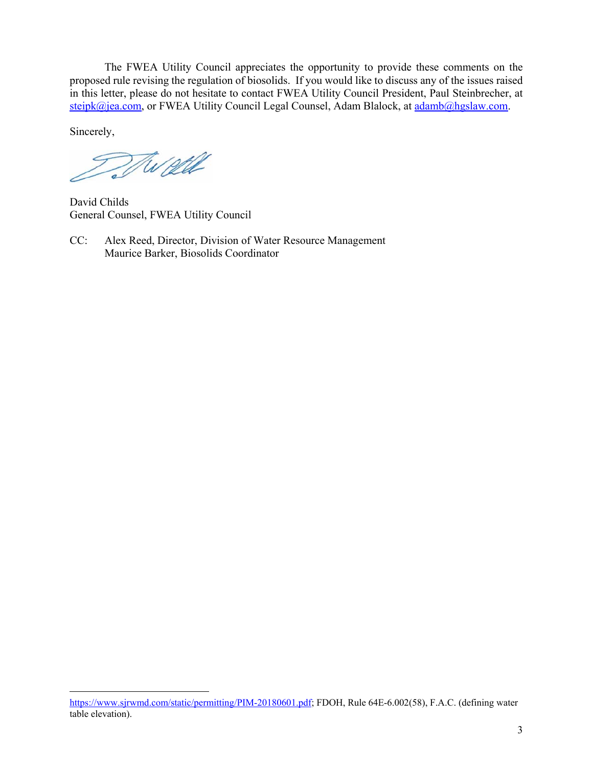The FWEA Utility Council appreciates the opportunity to provide these comments on the proposed rule revising the regulation of biosolids. If you would like to discuss any of the issues raised in this letter, please do not hesitate to contact FWEA Utility Council President, Paul Steinbrecher, at steipk@jea.com, or FWEA Utility Council Legal Counsel, Adam Blalock, at adamb@hgslaw.com.

Sincerely,

David Childs
General Counsel, FWEA Utility Council

CC: Alex Reed, Director, Division of Water Resource Management
Maurice Barker, Biosolids Coordinator

---

https://www.sjrwmd.com/static/permitting/PIM-20180601.pdf; FDOH, Rule 64E-6.002(58), F.A.C. (defining water table elevation).